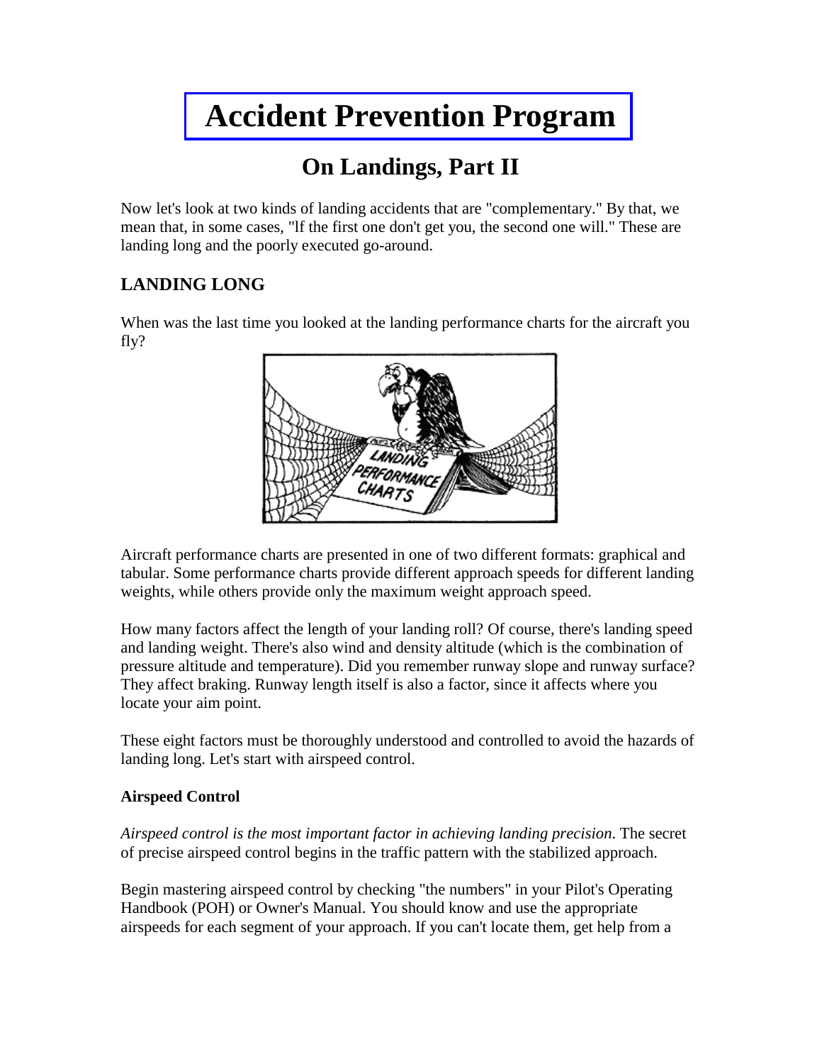# Accident Prevention Program

## On Landings, Part II

Now let's look at two kinds of landing accidents that are "complementary." By that, we mean that, in some cases, "lf the first one don't get you, the second one will." These are landing long and the poorly executed go-around.

### LANDING LONG

When was the last time you looked at the landing performance charts for the aircraft you fly?

Aircraft performance charts are presented in one of two different formats: graphical and tabular. Some performance charts provide different approach speeds for different landing weights, while others provide only the maximum weight approach speed.

How many factors affect the length of your landing roll? Of course, there's landing speed and landing weight. There's also wind and density altitude (which is the combination of pressure altitude and temperature). Did you remember runway slope and runway surface? They affect braking. Runway length itself is also a factor, since it affects where you locate your aim point.

These eight factors must be thoroughly understood and controlled to avoid the hazards of landing long. Let's start with airspeed control.

#### Airspeed Control

*Airspeed control is the most important factor in achieving landing precision*. The secret of precise airspeed control begins in the traffic pattern with the stabilized approach.

Begin mastering airspeed control by checking "the numbers" in your Pilot's Operating Handbook (POH) or Owner's Manual. You should know and use the appropriate airspeeds for each segment of your approach. If you can't locate them, get help from a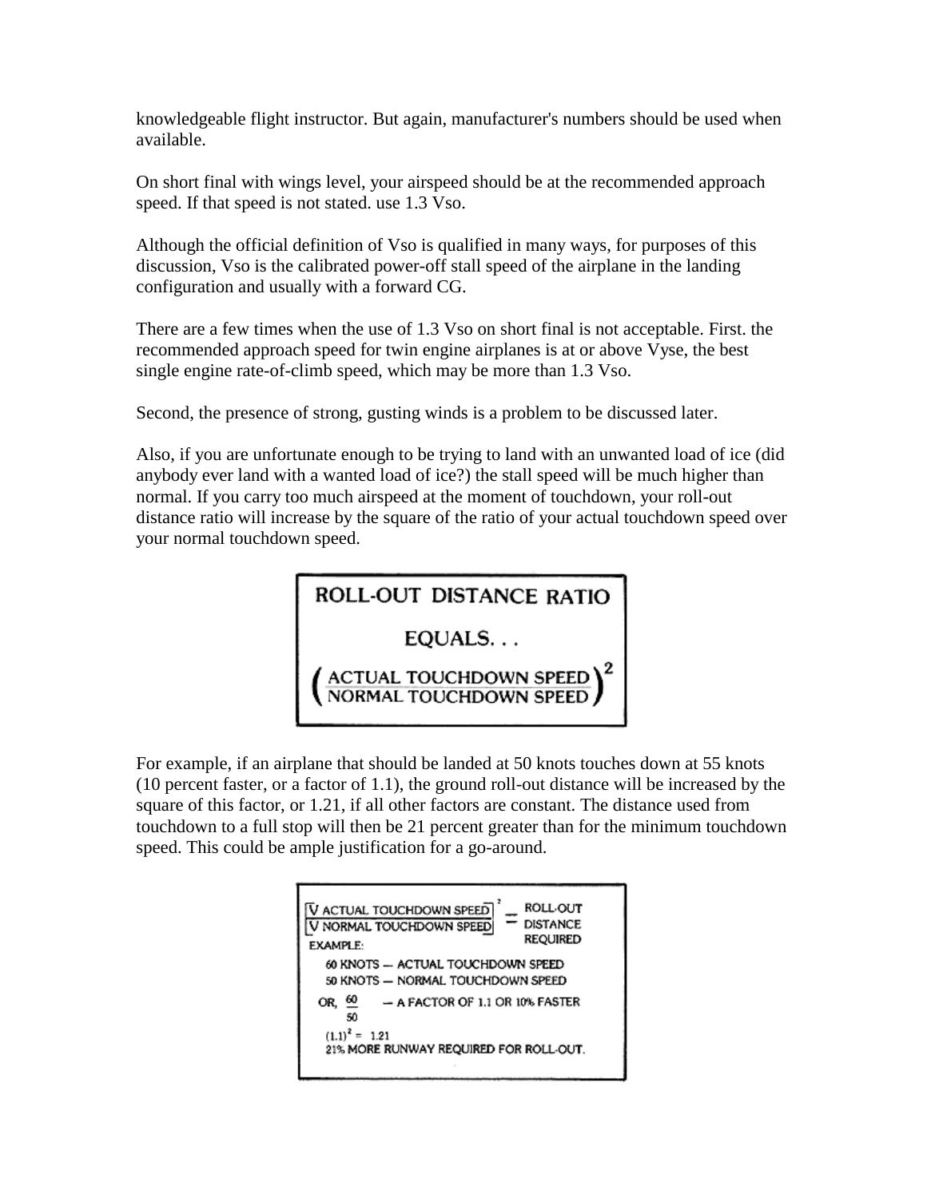knowledgeable flight instructor. But again, manufacturer's numbers should be used when available.

On short final with wings level, your airspeed should be at the recommended approach speed. If that speed is not stated. use 1.3 Vso.

Although the official definition of Vso is qualified in many ways, for purposes of this discussion, Vso is the calibrated power-off stall speed of the airplane in the landing configuration and usually with a forward CG.

There are a few times when the use of 1.3 Vso on short final is not acceptable. First. the recommended approach speed for twin engine airplanes is at or above Vyse, the best single engine rate-of-climb speed, which may be more than 1.3 Vso.

Second, the presence of strong, gusting winds is a problem to be discussed later.

Also, if you are unfortunate enough to be trying to land with an unwanted load of ice (did anybody ever land with a wanted load of ice?) the stall speed will be much higher than normal. If you carry too much airspeed at the moment of touchdown, your roll-out distance ratio will increase by the square of the ratio of your actual touchdown speed over your normal touchdown speed.

**ROLL-OUT DISTANCE RATIO**

**EQUALS. . .**

$$\left(\frac{\text{ACTUAL TOUCHDOWN SPEED}}{\text{NORMAL TOUCHDOWN SPEED}}\right)^2$$

For example, if an airplane that should be landed at 50 knots touches down at 55 knots (10 percent faster, or a factor of 1.1), the ground roll-out distance will be increased by the square of this factor, or 1.21, if all other factors are constant. The distance used from touchdown to a full stop will then be 21 percent greater than for the minimum touchdown speed. This could be ample justification for a go-around.

$$\left[\frac{\text{V ACTUAL TOUCHDOWN SPEED}}{\text{V NORMAL TOUCHDOWN SPEED}}\right]^2 = \text{ROLL-OUT DISTANCE REQUIRED}$$

EXAMPLE:

60 KNOTS — ACTUAL TOUCHDOWN SPEED
50 KNOTS — NORMAL TOUCHDOWN SPEED

OR, $\frac{60}{50}$ — A FACTOR OF 1.1 OR 10% FASTER

$(1.1)^2 = 1.21$
21% MORE RUNWAY REQUIRED FOR ROLL-OUT.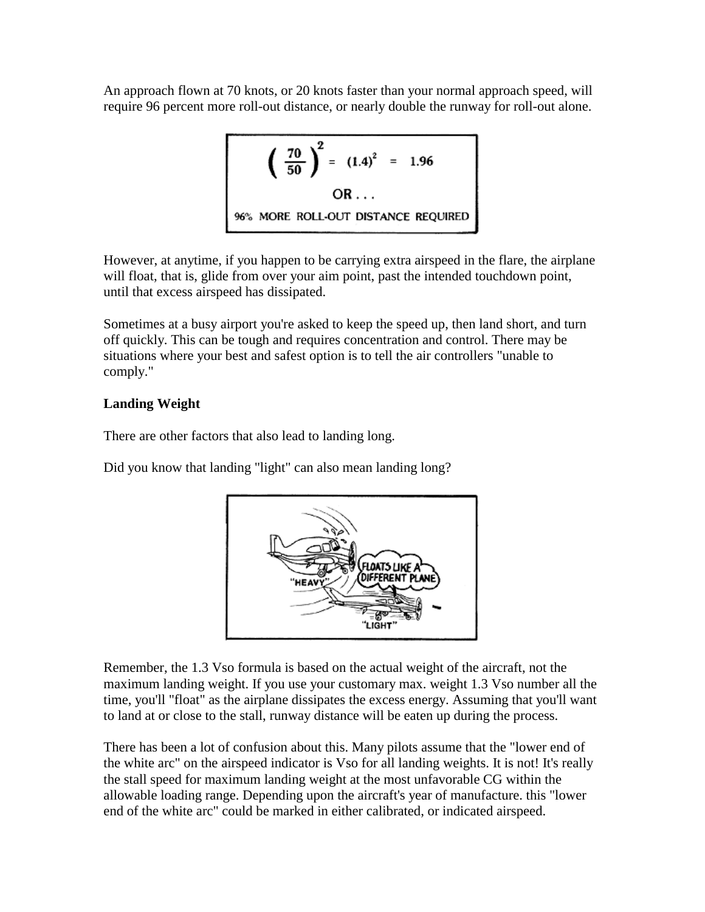An approach flown at 70 knots, or 20 knots faster than your normal approach speed, will require 96 percent more roll-out distance, or nearly double the runway for roll-out alone.

$$\left( \frac{70}{50} \right)^2 = (1.4)^2 = 1.96$$

OR . . .

96% MORE ROLL-OUT DISTANCE REQUIRED

However, at anytime, if you happen to be carrying extra airspeed in the flare, the airplane will float, that is, glide from over your aim point, past the intended touchdown point, until that excess airspeed has dissipated.

Sometimes at a busy airport you're asked to keep the speed up, then land short, and turn off quickly. This can be tough and requires concentration and control. There may be situations where your best and safest option is to tell the air controllers "unable to comply."

**Landing Weight**

There are other factors that also lead to landing long.

Did you know that landing "light" can also mean landing long?

Remember, the 1.3 Vso formula is based on the actual weight of the aircraft, not the maximum landing weight. If you use your customary max. weight 1.3 Vso number all the time, you'll "float" as the airplane dissipates the excess energy. Assuming that you'll want to land at or close to the stall, runway distance will be eaten up during the process.

There has been a lot of confusion about this. Many pilots assume that the "lower end of the white arc" on the airspeed indicator is Vso for all landing weights. It is not! It's really the stall speed for maximum landing weight at the most unfavorable CG within the allowable loading range. Depending upon the aircraft's year of manufacture. this "lower end of the white arc" could be marked in either calibrated, or indicated airspeed.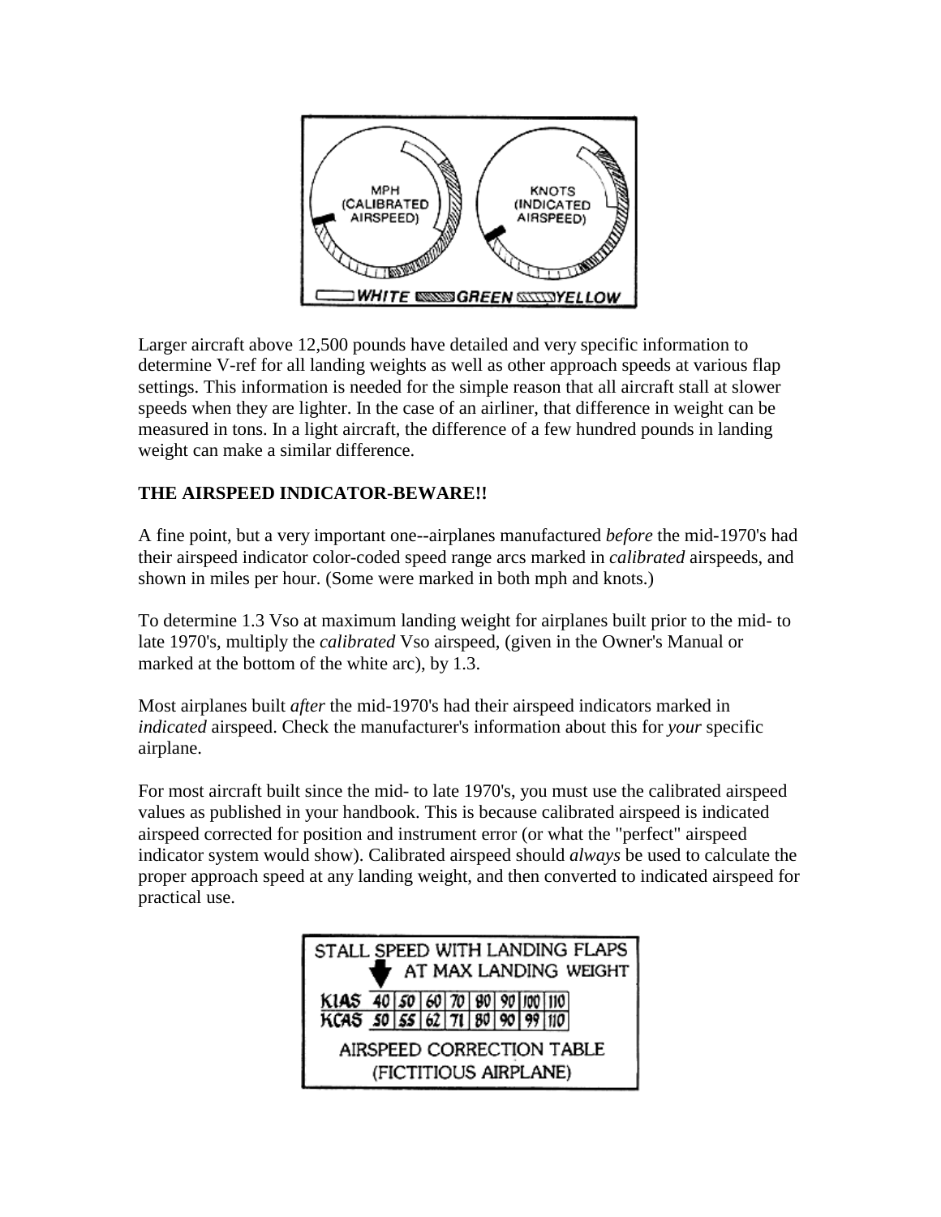Larger aircraft above 12,500 pounds have detailed and very specific information to determine V-ref for all landing weights as well as other approach speeds at various flap settings. This information is needed for the simple reason that all aircraft stall at slower speeds when they are lighter. In the case of an airliner, that difference in weight can be measured in tons. In a light aircraft, the difference of a few hundred pounds in landing weight can make a similar difference.

**THE AIRSPEED INDICATOR-BEWARE!!**

A fine point, but a very important one--airplanes manufactured *before* the mid-1970's had their airspeed indicator color-coded speed range arcs marked in *calibrated* airspeeds, and shown in miles per hour. (Some were marked in both mph and knots.)

To determine 1.3 Vso at maximum landing weight for airplanes built prior to the mid- to late 1970's, multiply the *calibrated* Vso airspeed, (given in the Owner's Manual or marked at the bottom of the white arc), by 1.3.

Most airplanes built *after* the mid-1970's had their airspeed indicators marked in *indicated* airspeed. Check the manufacturer's information about this for *your* specific airplane.

For most aircraft built since the mid- to late 1970's, you must use the calibrated airspeed values as published in your handbook. This is because calibrated airspeed is indicated airspeed corrected for position and instrument error (or what the "perfect" airspeed indicator system would show). Calibrated airspeed should *always* be used to calculate the proper approach speed at any landing weight, and then converted to indicated airspeed for practical use.

STALL SPEED WITH LANDING FLAPS AT MAX LANDING WEIGHT

| KIAS | 40 | 50 | 60 | 70 | 80 | 90 | 100 | 110 |
|---|---|---|---|---|---|---|---|---|
| KCAS | 50 | 55 | 62 | 71 | 80 | 90 | 99 | 110 |

AIRSPEED CORRECTION TABLE (FICTITIOUS AIRPLANE)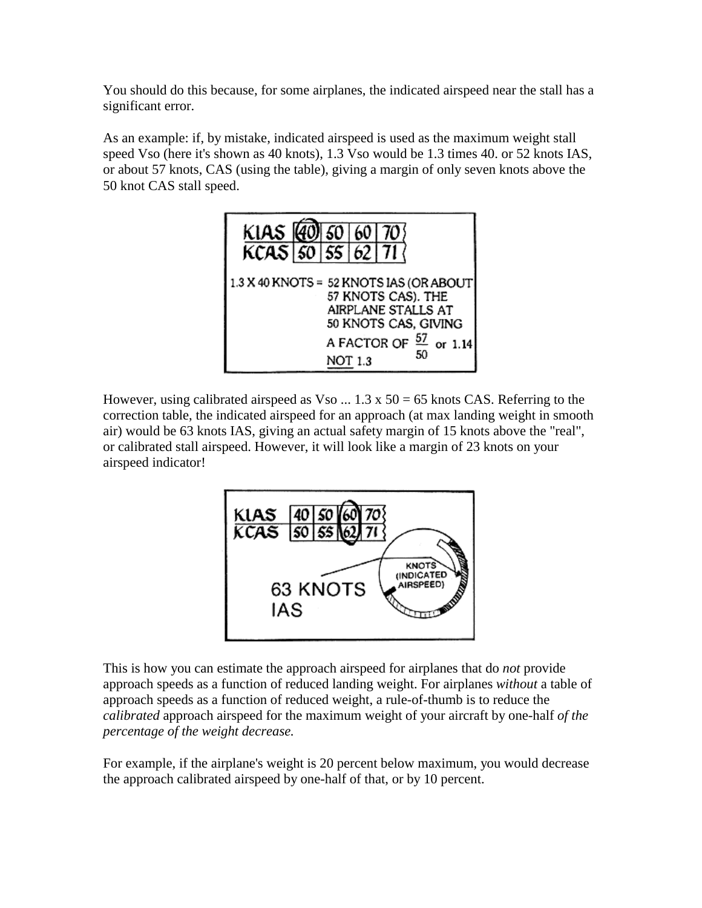You should do this because, for some airplanes, the indicated airspeed near the stall has a significant error.

As an example: if, by mistake, indicated airspeed is used as the maximum weight stall speed Vso (here it's shown as 40 knots), 1.3 Vso would be 1.3 times 40. or 52 knots IAS, or about 57 knots, CAS (using the table), giving a margin of only seven knots above the 50 knot CAS stall speed.

| KIAS | 40 | 50 | 60 | 70 |
|---|---|---|---|---|
| KCAS | 50 | 55 | 62 | 71 |

1.3 X 40 KNOTS = 52 KNOTS IAS (OR ABOUT 57 KNOTS CAS). THE AIRPLANE STALLS AT 50 KNOTS CAS, GIVING A FACTOR OF $\frac{57}{50}$ or 1.14 NOT 1.3

However, using calibrated airspeed as Vso ... 1.3 x 50 = 65 knots CAS. Referring to the correction table, the indicated airspeed for an approach (at max landing weight in smooth air) would be 63 knots IAS, giving an actual safety margin of 15 knots above the "real", or calibrated stall airspeed. However, it will look like a margin of 23 knots on your airspeed indicator!

| KIAS | 40 | 50 | 60 | 70 |
|---|---|---|---|---|
| KCAS | 50 | 55 | 62 | 71 |

63 KNOTS IAS

KNOTS (INDICATED AIRSPEED)

This is how you can estimate the approach airspeed for airplanes that do *not* provide approach speeds as a function of reduced landing weight. For airplanes *without* a table of approach speeds as a function of reduced weight, a rule-of-thumb is to reduce the *calibrated* approach airspeed for the maximum weight of your aircraft by one-half *of the percentage of the weight decrease.*

For example, if the airplane's weight is 20 percent below maximum, you would decrease the approach calibrated airspeed by one-half of that, or by 10 percent.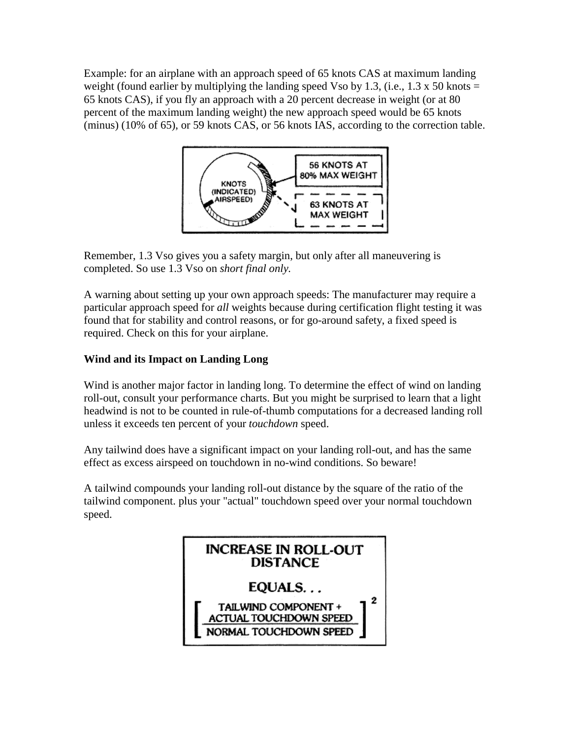Example: for an airplane with an approach speed of 65 knots CAS at maximum landing weight (found earlier by multiplying the landing speed Vso by 1.3, (i.e., 1.3 x 50 knots = 65 knots CAS), if you fly an approach with a 20 percent decrease in weight (or at 80 percent of the maximum landing weight) the new approach speed would be 65 knots (minus) (10% of 65), or 59 knots CAS, or 56 knots IAS, according to the correction table.

KNOTS (INDICATED) AIRSPEED)

56 KNOTS AT 80% MAX WEIGHT

63 KNOTS AT MAX WEIGHT

Remember, 1.3 Vso gives you a safety margin, but only after all maneuvering is completed. So use 1.3 Vso on *short final only.*

A warning about setting up your own approach speeds: The manufacturer may require a particular approach speed for *all* weights because during certification flight testing it was found that for stability and control reasons, or for go-around safety, a fixed speed is required. Check on this for your airplane.

**Wind and its Impact on Landing Long**

Wind is another major factor in landing long. To determine the effect of wind on landing roll-out, consult your performance charts. But you might be surprised to learn that a light headwind is not to be counted in rule-of-thumb computations for a decreased landing roll unless it exceeds ten percent of your *touchdown* speed.

Any tailwind does have a significant impact on your landing roll-out, and has the same effect as excess airspeed on touchdown in no-wind conditions. So beware!

A tailwind compounds your landing roll-out distance by the square of the ratio of the tailwind component. plus your "actual" touchdown speed over your normal touchdown speed.

**INCREASE IN ROLL-OUT DISTANCE**

**EQUALS. . .**

$$\left[\frac{\text{TAILWIND COMPONENT + ACTUAL TOUCHDOWN SPEED}}{\text{NORMAL TOUCHDOWN SPEED}}\right]^2$$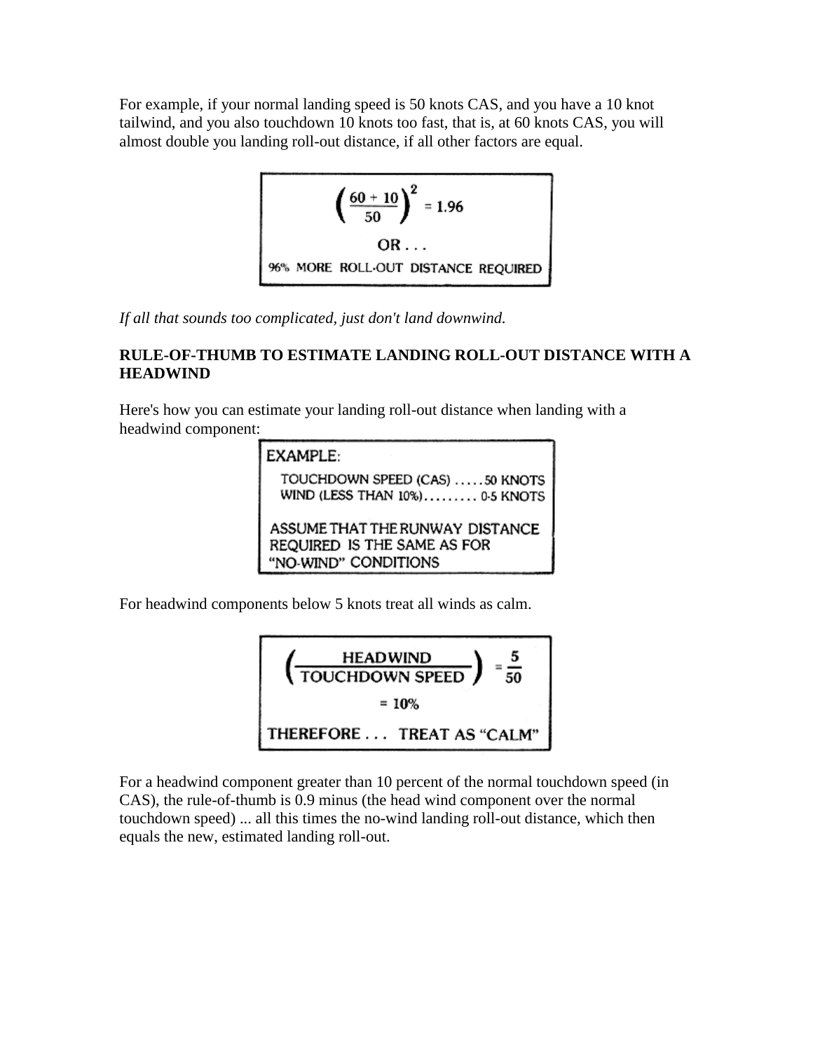For example, if your normal landing speed is 50 knots CAS, and you have a 10 knot tailwind, and you also touchdown 10 knots too fast, that is, at 60 knots CAS, you will almost double you landing roll-out distance, if all other factors are equal.

$$\left(\frac{60 + 10}{50}\right)^2 = 1.96$$

OR . . .

96% MORE ROLL-OUT DISTANCE REQUIRED

*If all that sounds too complicated, just don't land downwind.*

**RULE-OF-THUMB TO ESTIMATE LANDING ROLL-OUT DISTANCE WITH A HEADWIND**

Here's how you can estimate your landing roll-out distance when landing with a headwind component:

EXAMPLE:

TOUCHDOWN SPEED (CAS) . . . . . 50 KNOTS
WIND (LESS THAN 10%) . . . . . . . . . 0-5 KNOTS

ASSUME THAT THE RUNWAY DISTANCE REQUIRED IS THE SAME AS FOR "NO-WIND" CONDITIONS

For headwind components below 5 knots treat all winds as calm.

$$\left(\frac{\text{HEADWIND}}{\text{TOUCHDOWN SPEED}}\right) = \frac{5}{50}$$

$$= 10\%$$

THEREFORE . . . TREAT AS "CALM"

For a headwind component greater than 10 percent of the normal touchdown speed (in CAS), the rule-of-thumb is 0.9 minus (the head wind component over the normal touchdown speed) ... all this times the no-wind landing roll-out distance, which then equals the new, estimated landing roll-out.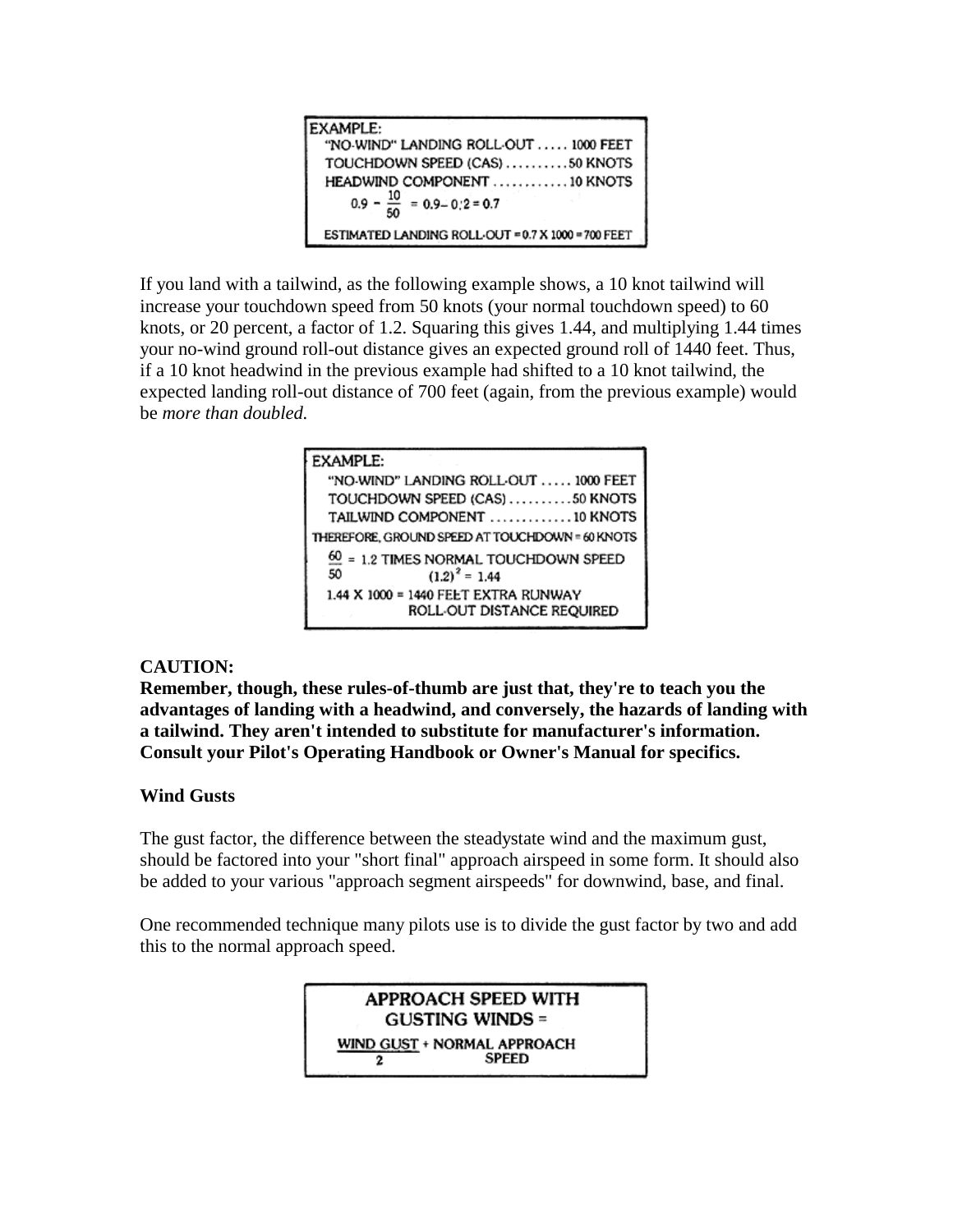EXAMPLE:

"NO-WIND" LANDING ROLL-OUT ..... 1000 FEET

TOUCHDOWN SPEED (CAS) .......... 50 KNOTS

HEADWIND COMPONENT ............ 10 KNOTS

$$0.9 - \frac{10}{50} = 0.9 - 0.2 = 0.7$$

ESTIMATED LANDING ROLL-OUT = 0.7 X 1000 = 700 FEET

If you land with a tailwind, as the following example shows, a 10 knot tailwind will increase your touchdown speed from 50 knots (your normal touchdown speed) to 60 knots, or 20 percent, a factor of 1.2. Squaring this gives 1.44, and multiplying 1.44 times your no-wind ground roll-out distance gives an expected ground roll of 1440 feet. Thus, if a 10 knot headwind in the previous example had shifted to a 10 knot tailwind, the expected landing roll-out distance of 700 feet (again, from the previous example) would be *more than doubled.*

EXAMPLE:

"NO-WIND" LANDING ROLL-OUT ..... 1000 FEET

TOUCHDOWN SPEED (CAS) .......... 50 KNOTS

TAILWIND COMPONENT ............. 10 KNOTS

THEREFORE, GROUND SPEED AT TOUCHDOWN = 60 KNOTS

$\frac{60}{50}$ = 1.2 TIMES NORMAL TOUCHDOWN SPEED

$(1.2)^2 = 1.44$

1.44 X 1000 = 1440 FEET EXTRA RUNWAY ROLL-OUT DISTANCE REQUIRED

**CAUTION:**
**Remember, though, these rules-of-thumb are just that, they're to teach you the advantages of landing with a headwind, and conversely, the hazards of landing with a tailwind. They aren't intended to substitute for manufacturer's information. Consult your Pilot's Operating Handbook or Owner's Manual for specifics.**

**Wind Gusts**

The gust factor, the difference between the steadystate wind and the maximum gust, should be factored into your "short final" approach airspeed in some form. It should also be added to your various "approach segment airspeeds" for downwind, base, and final.

One recommended technique many pilots use is to divide the gust factor by two and add this to the normal approach speed.

APPROACH SPEED WITH GUSTING WINDS =

$$\frac{\text{WIND GUST}}{2} + \text{NORMAL APPROACH SPEED}$$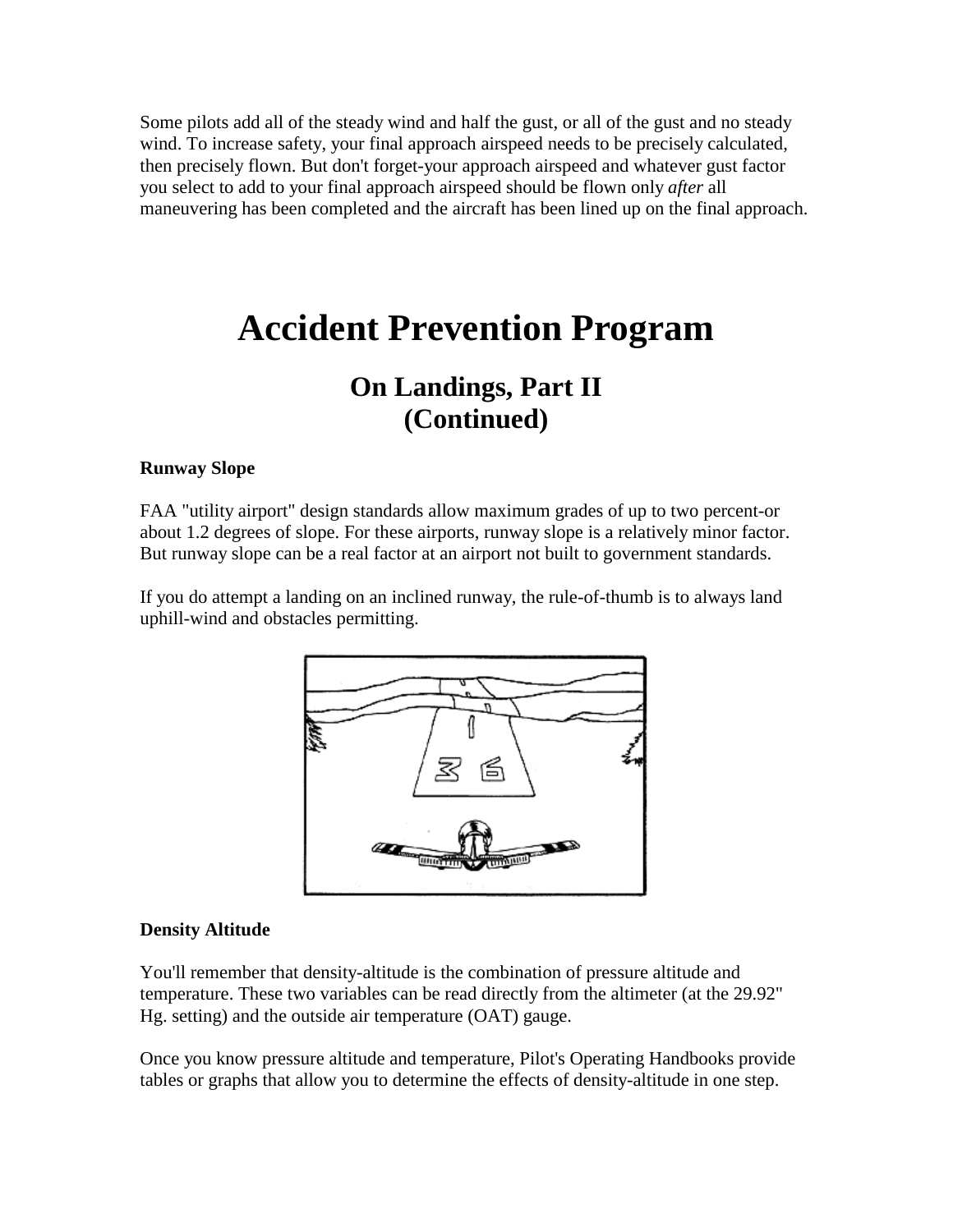Some pilots add all of the steady wind and half the gust, or all of the gust and no steady wind. To increase safety, your final approach airspeed needs to be precisely calculated, then precisely flown. But don't forget-your approach airspeed and whatever gust factor you select to add to your final approach airspeed should be flown only *after* all maneuvering has been completed and the aircraft has been lined up on the final approach.

# Accident Prevention Program

## On Landings, Part II (Continued)

**Runway Slope**

FAA "utility airport" design standards allow maximum grades of up to two percent-or about 1.2 degrees of slope. For these airports, runway slope is a relatively minor factor. But runway slope can be a real factor at an airport not built to government standards.

If you do attempt a landing on an inclined runway, the rule-of-thumb is to always land uphill-wind and obstacles permitting.

**Density Altitude**

You'll remember that density-altitude is the combination of pressure altitude and temperature. These two variables can be read directly from the altimeter (at the 29.92" Hg. setting) and the outside air temperature (OAT) gauge.

Once you know pressure altitude and temperature, Pilot's Operating Handbooks provide tables or graphs that allow you to determine the effects of density-altitude in one step.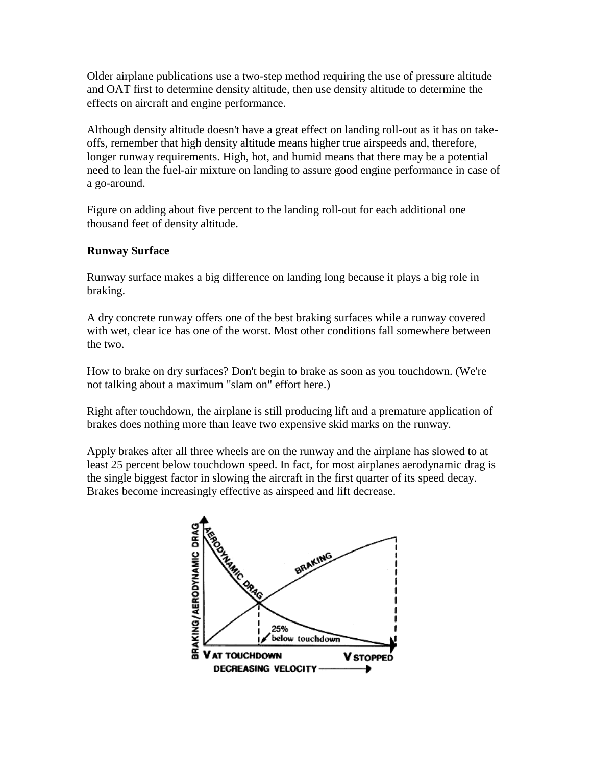Older airplane publications use a two-step method requiring the use of pressure altitude and OAT first to determine density altitude, then use density altitude to determine the effects on aircraft and engine performance.

Although density altitude doesn't have a great effect on landing roll-out as it has on take-offs, remember that high density altitude means higher true airspeeds and, therefore, longer runway requirements. High, hot, and humid means that there may be a potential need to lean the fuel-air mixture on landing to assure good engine performance in case of a go-around.

Figure on adding about five percent to the landing roll-out for each additional one thousand feet of density altitude.

**Runway Surface**

Runway surface makes a big difference on landing long because it plays a big role in braking.

A dry concrete runway offers one of the best braking surfaces while a runway covered with wet, clear ice has one of the worst. Most other conditions fall somewhere between the two.

How to brake on dry surfaces? Don't begin to brake as soon as you touchdown. (We're not talking about a maximum "slam on" effort here.)

Right after touchdown, the airplane is still producing lift and a premature application of brakes does nothing more than leave two expensive skid marks on the runway.

Apply brakes after all three wheels are on the runway and the airplane has slowed to at least 25 percent below touchdown speed. In fact, for most airplanes aerodynamic drag is the single biggest factor in slowing the aircraft in the first quarter of its speed decay. Brakes become increasingly effective as airspeed and lift decrease.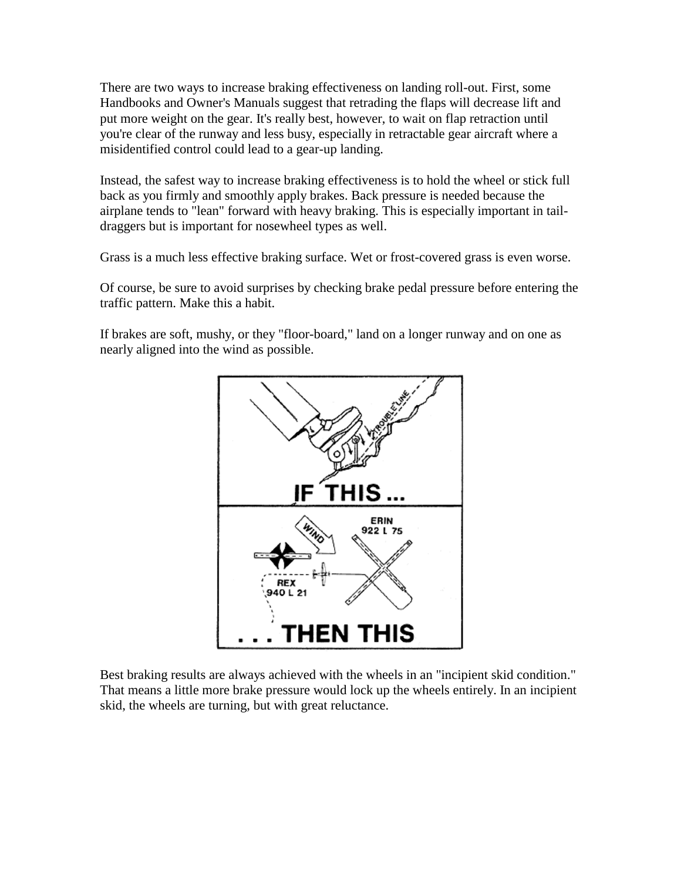There are two ways to increase braking effectiveness on landing roll-out. First, some Handbooks and Owner's Manuals suggest that retrading the flaps will decrease lift and put more weight on the gear. It's really best, however, to wait on flap retraction until you're clear of the runway and less busy, especially in retractable gear aircraft where a misidentified control could lead to a gear-up landing.

Instead, the safest way to increase braking effectiveness is to hold the wheel or stick full back as you firmly and smoothly apply brakes. Back pressure is needed because the airplane tends to "lean" forward with heavy braking. This is especially important in tail-draggers but is important for nosewheel types as well.

Grass is a much less effective braking surface. Wet or frost-covered grass is even worse.

Of course, be sure to avoid surprises by checking brake pedal pressure before entering the traffic pattern. Make this a habit.

If brakes are soft, mushy, or they "floor-board," land on a longer runway and on one as nearly aligned into the wind as possible.

Best braking results are always achieved with the wheels in an "incipient skid condition." That means a little more brake pressure would lock up the wheels entirely. In an incipient skid, the wheels are turning, but with great reluctance.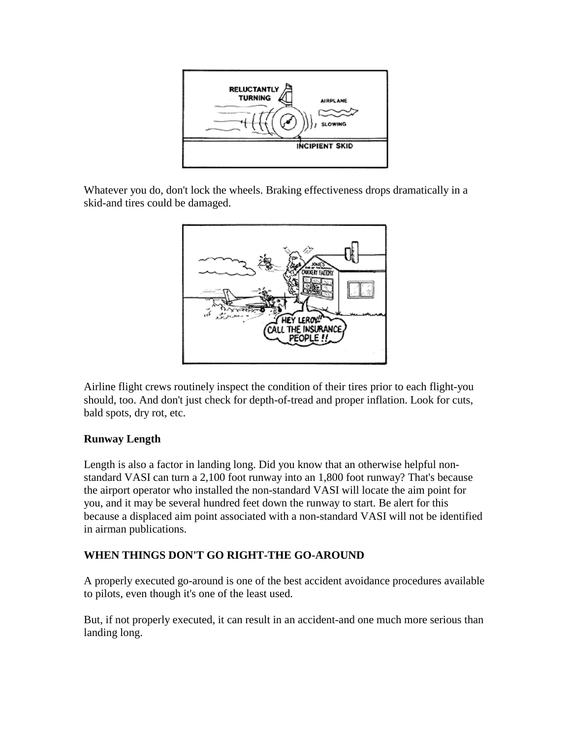Whatever you do, don't lock the wheels. Braking effectiveness drops dramatically in a skid-and tires could be damaged.

Airline flight crews routinely inspect the condition of their tires prior to each flight-you should, too. And don't just check for depth-of-tread and proper inflation. Look for cuts, bald spots, dry rot, etc.

**Runway Length**

Length is also a factor in landing long. Did you know that an otherwise helpful non-standard VASI can turn a 2,100 foot runway into an 1,800 foot runway? That's because the airport operator who installed the non-standard VASI will locate the aim point for you, and it may be several hundred feet down the runway to start. Be alert for this because a displaced aim point associated with a non-standard VASI will not be identified in airman publications.

**WHEN THINGS DON'T GO RIGHT-THE GO-AROUND**

A properly executed go-around is one of the best accident avoidance procedures available to pilots, even though it's one of the least used.

But, if not properly executed, it can result in an accident-and one much more serious than landing long.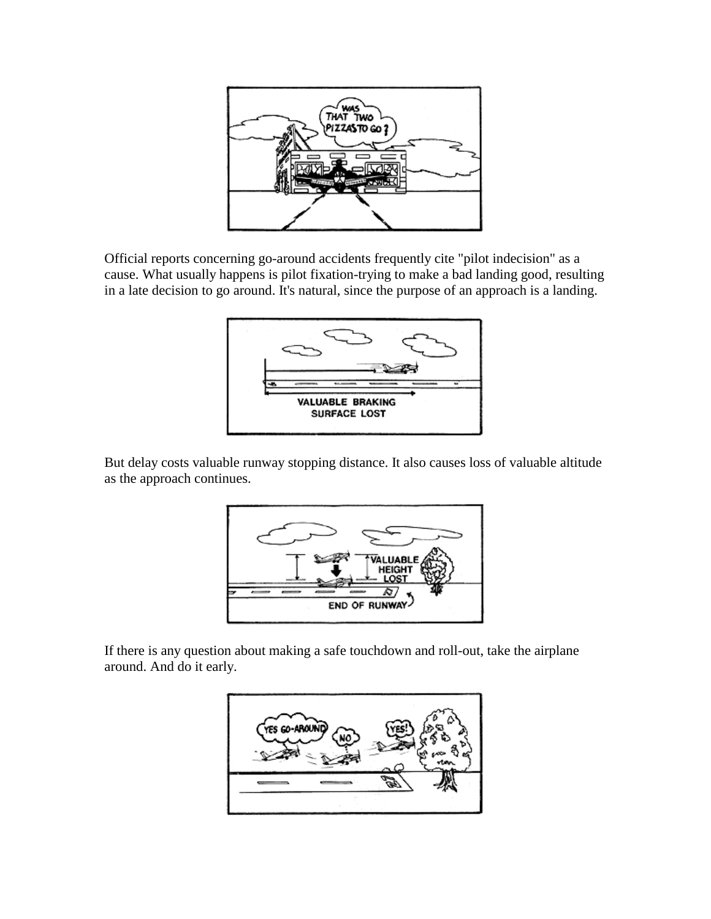Official reports concerning go-around accidents frequently cite "pilot indecision" as a cause. What usually happens is pilot fixation-trying to make a bad landing good, resulting in a late decision to go around. It's natural, since the purpose of an approach is a landing.

But delay costs valuable runway stopping distance. It also causes loss of valuable altitude as the approach continues.

If there is any question about making a safe touchdown and roll-out, take the airplane around. And do it early.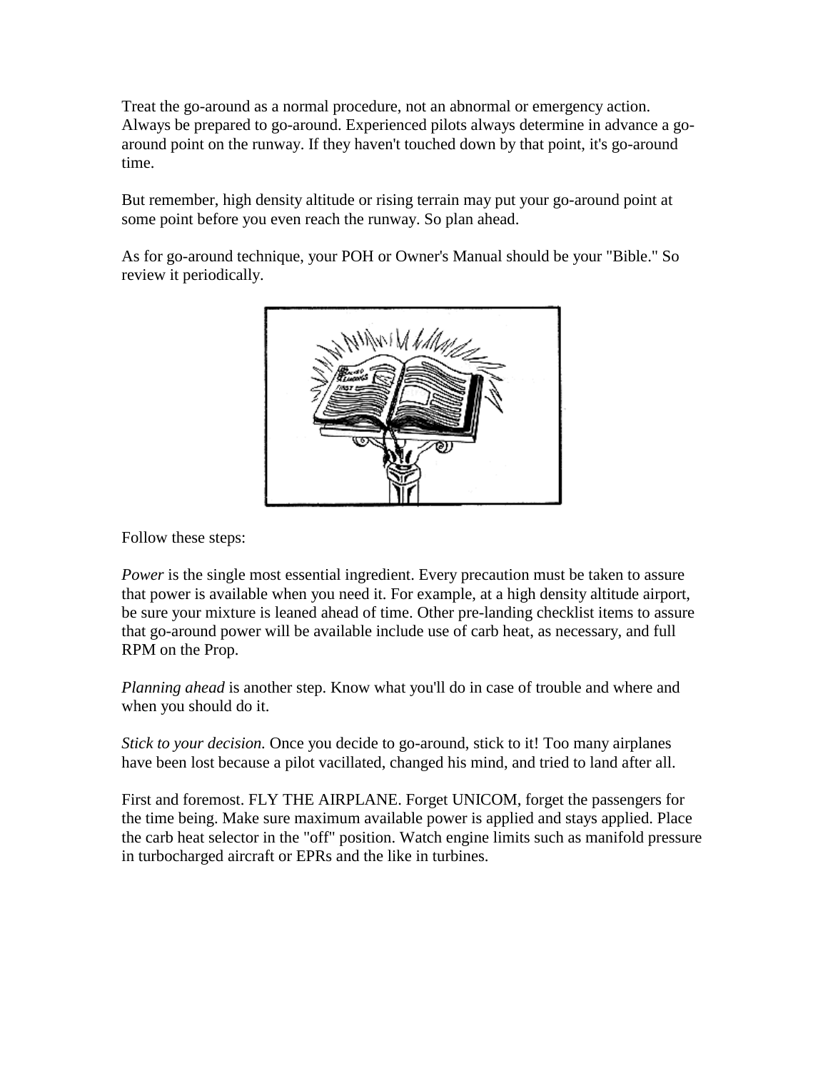Treat the go-around as a normal procedure, not an abnormal or emergency action. Always be prepared to go-around. Experienced pilots always determine in advance a go-around point on the runway. If they haven't touched down by that point, it's go-around time.

But remember, high density altitude or rising terrain may put your go-around point at some point before you even reach the runway. So plan ahead.

As for go-around technique, your POH or Owner's Manual should be your "Bible." So review it periodically.

Follow these steps:

*Power* is the single most essential ingredient. Every precaution must be taken to assure that power is available when you need it. For example, at a high density altitude airport, be sure your mixture is leaned ahead of time. Other pre-landing checklist items to assure that go-around power will be available include use of carb heat, as necessary, and full RPM on the Prop.

*Planning ahead* is another step. Know what you'll do in case of trouble and where and when you should do it.

*Stick to your decision.* Once you decide to go-around, stick to it! Too many airplanes have been lost because a pilot vacillated, changed his mind, and tried to land after all.

First and foremost. FLY THE AIRPLANE. Forget UNICOM, forget the passengers for the time being. Make sure maximum available power is applied and stays applied. Place the carb heat selector in the "off" position. Watch engine limits such as manifold pressure in turbocharged aircraft or EPRs and the like in turbines.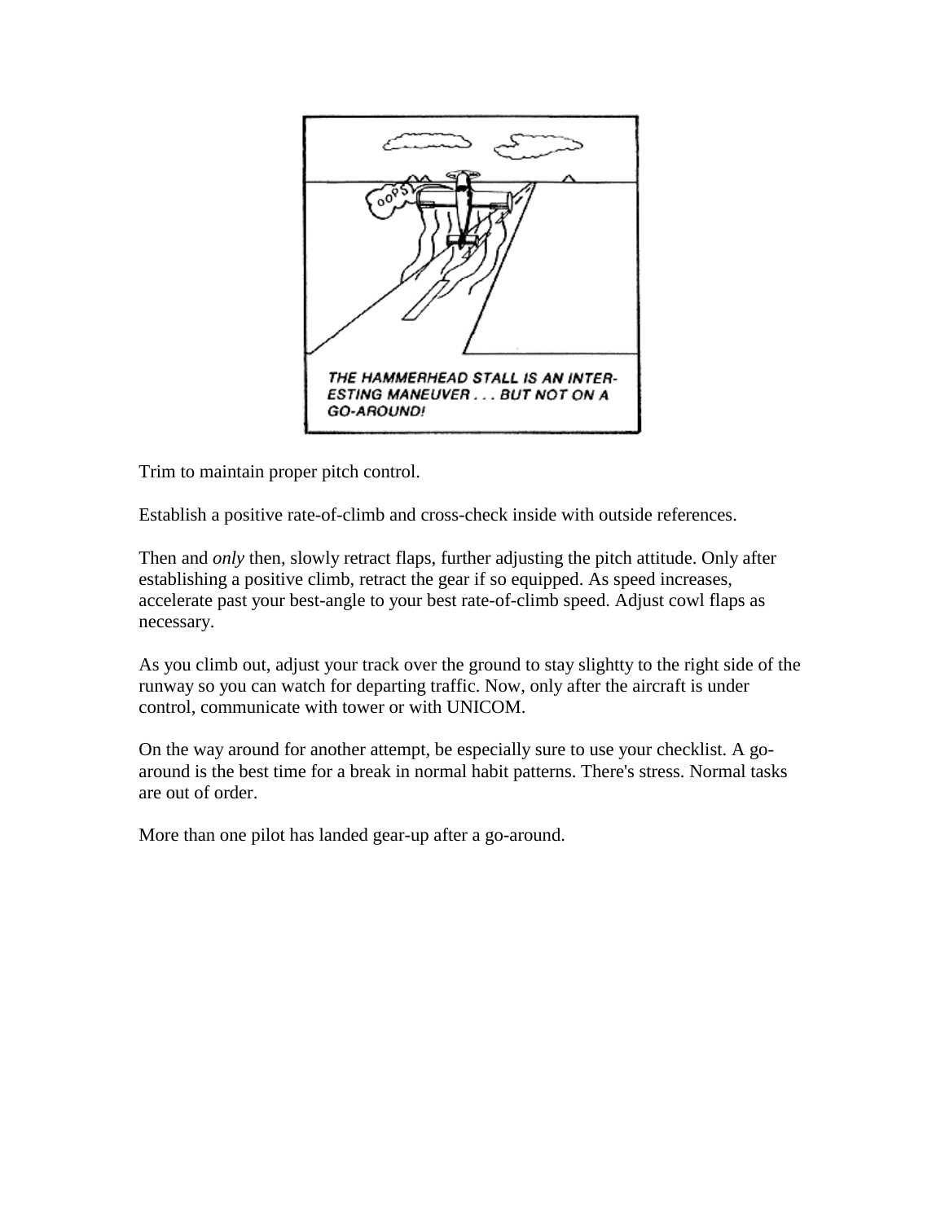THE HAMMERHEAD STALL IS AN INTERESTING MANEUVER . . . BUT NOT ON A GO-AROUND!

Trim to maintain proper pitch control.

Establish a positive rate-of-climb and cross-check inside with outside references.

Then and *only* then, slowly retract flaps, further adjusting the pitch attitude. Only after establishing a positive climb, retract the gear if so equipped. As speed increases, accelerate past your best-angle to your best rate-of-climb speed. Adjust cowl flaps as necessary.

As you climb out, adjust your track over the ground to stay slightty to the right side of the runway so you can watch for departing traffic. Now, only after the aircraft is under control, communicate with tower or with UNICOM.

On the way around for another attempt, be especially sure to use your checklist. A go-around is the best time for a break in normal habit patterns. There's stress. Normal tasks are out of order.

More than one pilot has landed gear-up after a go-around.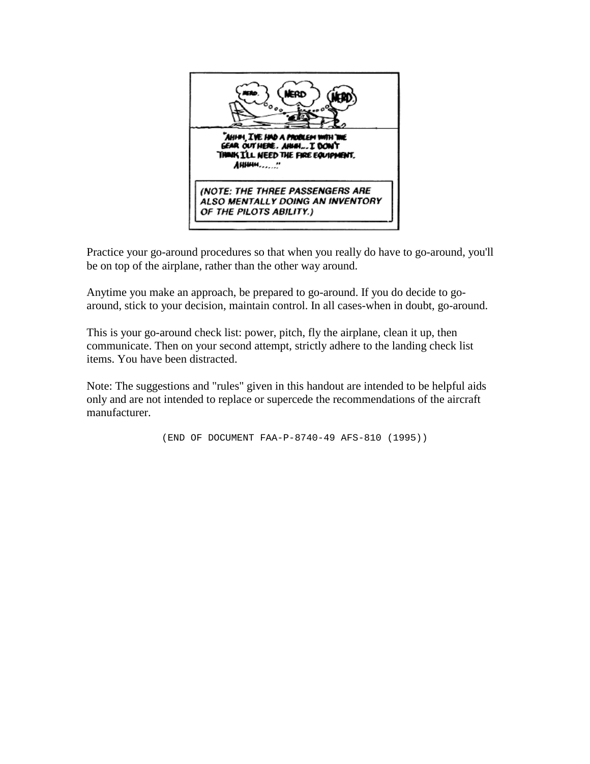"AHHH, I'VE HAD A PROBLEM WITH THE GEAR OUT HERE. AHHH... I DON'T THINK I'LL NEED THE FIRE EQUIPMENT. AHHHH......"

*(NOTE: THE THREE PASSENGERS ARE ALSO MENTALLY DOING AN INVENTORY OF THE PILOTS ABILITY.)*

Practice your go-around procedures so that when you really do have to go-around, you'll be on top of the airplane, rather than the other way around.

Anytime you make an approach, be prepared to go-around. If you do decide to go-around, stick to your decision, maintain control. In all cases-when in doubt, go-around.

This is your go-around check list: power, pitch, fly the airplane, clean it up, then communicate. Then on your second attempt, strictly adhere to the landing check list items. You have been distracted.

Note: The suggestions and "rules" given in this handout are intended to be helpful aids only and are not intended to replace or supercede the recommendations of the aircraft manufacturer.

(END OF DOCUMENT FAA-P-8740-49 AFS-810 (1995))